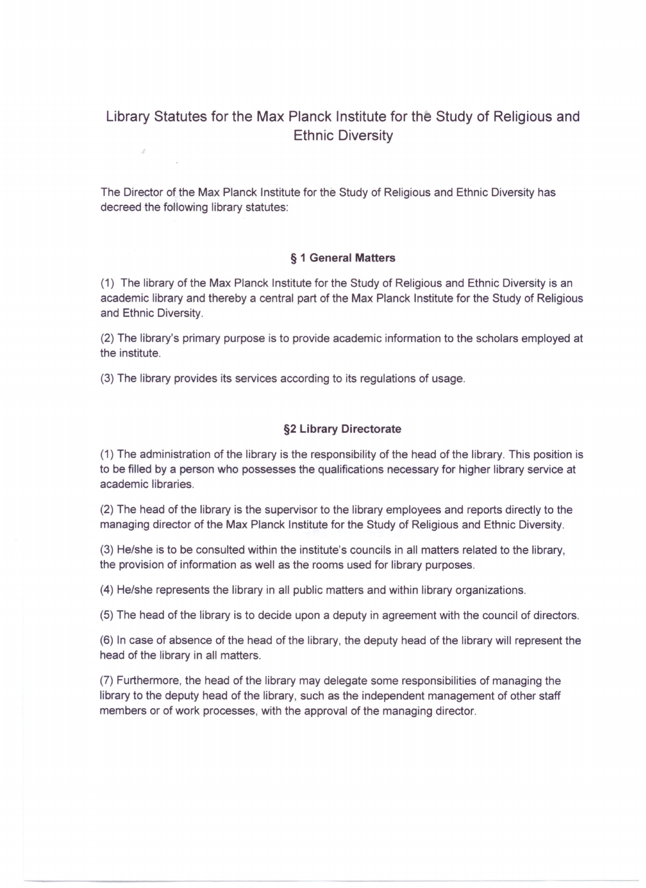# Library Statutes for the Max Planck Institute for the Study of Religious and Ethnic Diversity

The Director of the Max Planck Institute for the Study of Religious and Ethnic Diversity has decreed the following library statutes:

## § 1 General Matters

(1) The library of the Max Planck Institute for the Study of Religious and Ethnic Diversity is an academic library and thereby a central part of the Max Planck Institute for the Study of Religious and Ethnic Diversity.

(2) The library's primary purpose is to provide academic information to the scholars employed at the institute.

(3) The library provides its services according to its regulations of usage.

## §2 Library Directorate

(1) The administration of the library is the responsibility of the head of the library. This position is to be filled by a person who possesses the qualifications necessary for higher library service at academic libraries.

(2) The head of the library is the supervisor to the library employees and reports directly to the managing director of the Max Planck Institute for the Study of Religious and Ethnic Diversity.

(3) He/she is to be consulted within the institute's councils in all matters related to the library, the provision of information as well as the rooms used for library purposes.

(4) He/she represents the library in all public matters and within library organizations.

(5) The head of the library is to decide upon a deputy in agreement with the council of directors.

(6) In case of absence of the head of the library, the deputy head of the library will represent the head of the library in all matters.

(7) Furthermore, the head of the library may delegate some responsibilities of managing the library to the deputy head of the library, such as the independent management of other staff members or of work processes, with the approval of the managing director.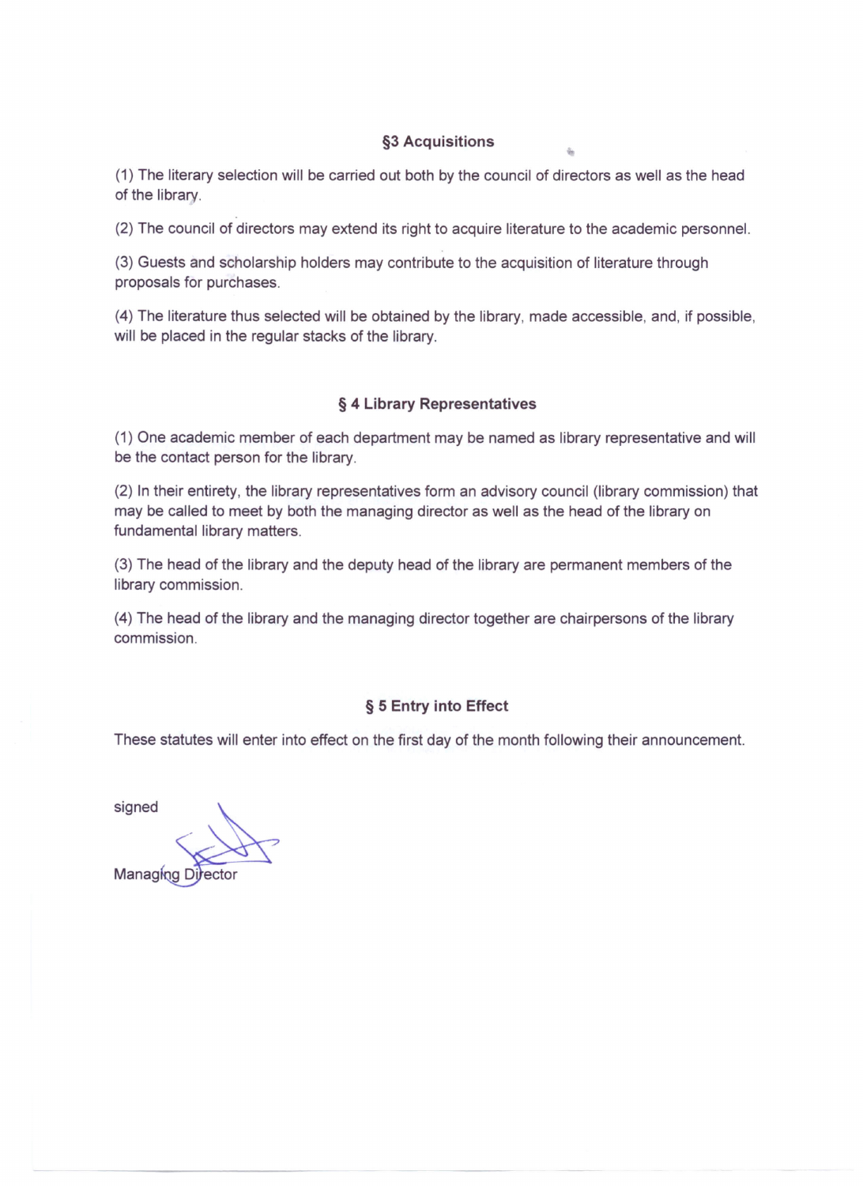## §3 Acquisitions

(1) The literary selection will be carried out both by the council of directors as well as the head of the library.

(2) The council of directors may extend its right to acquire literature to the academic personnel.

(3) Guests and scholarship holders may contribute to the acquisition of literature through proposals for purchases.

(4) The literature thus selected will be obtained by the library, made accessible, and, if possible, will be placed in the regular stacks of the library.

## § 4 Library Representatives

(1) One academic member of each department may be named as library representative and will be the contact person for the library.

(2) In their entirety, the library representatives form an advisory council (library commission) that may be called to meet by both the managing director as well as the head of the library on fundamental library matters.

(3) The head of the library and the deputy head of the library are permanent members of the library commission.

(4) The head of the library and the managing director together are chairpersons of the library commission.

## § 5 Entry into Effect

These statutes will enter into effect on the first day of the month following their announcement.

signed

Managing Director